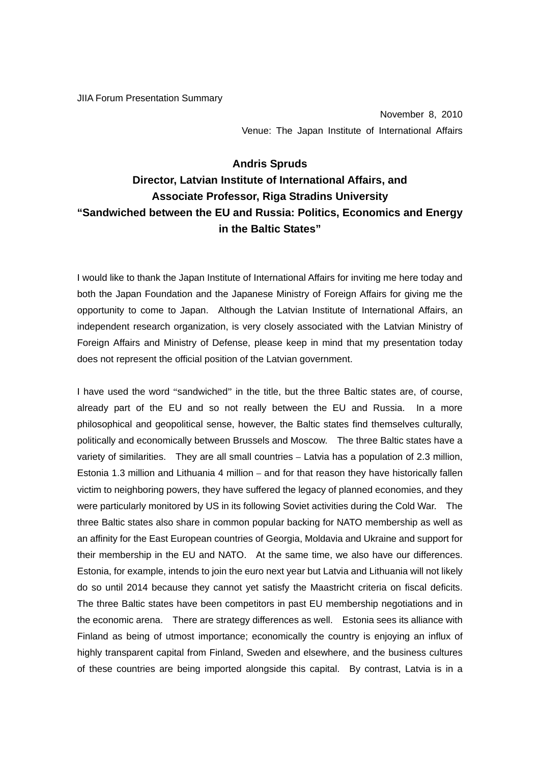JIIA Forum Presentation Summary

November 8, 2010

Venue: The Japan Institute of International Affairs

**Andris Spruds**
**Director, Latvian Institute of International Affairs, and**
**Associate Professor, Riga Stradins University**
**"Sandwiched between the EU and Russia: Politics, Economics and Energy in the Baltic States"**

I would like to thank the Japan Institute of International Affairs for inviting me here today and both the Japan Foundation and the Japanese Ministry of Foreign Affairs for giving me the opportunity to come to Japan. Although the Latvian Institute of International Affairs, an independent research organization, is very closely associated with the Latvian Ministry of Foreign Affairs and Ministry of Defense, please keep in mind that my presentation today does not represent the official position of the Latvian government.

I have used the word "sandwiched" in the title, but the three Baltic states are, of course, already part of the EU and so not really between the EU and Russia. In a more philosophical and geopolitical sense, however, the Baltic states find themselves culturally, politically and economically between Brussels and Moscow. The three Baltic states have a variety of similarities. They are all small countries – Latvia has a population of 2.3 million, Estonia 1.3 million and Lithuania 4 million – and for that reason they have historically fallen victim to neighboring powers, they have suffered the legacy of planned economies, and they were particularly monitored by US in its following Soviet activities during the Cold War. The three Baltic states also share in common popular backing for NATO membership as well as an affinity for the East European countries of Georgia, Moldavia and Ukraine and support for their membership in the EU and NATO. At the same time, we also have our differences. Estonia, for example, intends to join the euro next year but Latvia and Lithuania will not likely do so until 2014 because they cannot yet satisfy the Maastricht criteria on fiscal deficits. The three Baltic states have been competitors in past EU membership negotiations and in the economic arena. There are strategy differences as well. Estonia sees its alliance with Finland as being of utmost importance; economically the country is enjoying an influx of highly transparent capital from Finland, Sweden and elsewhere, and the business cultures of these countries are being imported alongside this capital. By contrast, Latvia is in a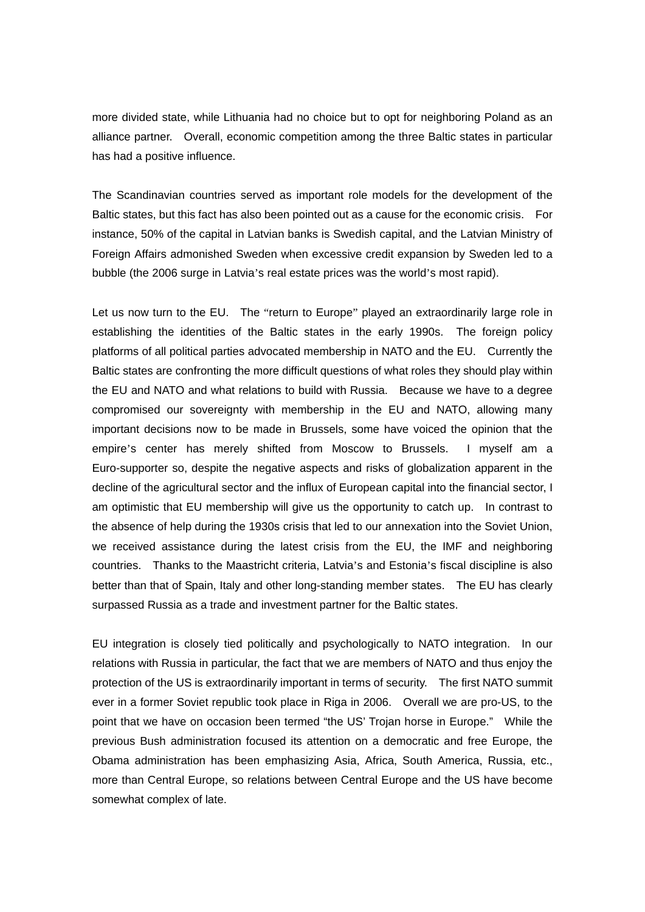more divided state, while Lithuania had no choice but to opt for neighboring Poland as an alliance partner. Overall, economic competition among the three Baltic states in particular has had a positive influence.

The Scandinavian countries served as important role models for the development of the Baltic states, but this fact has also been pointed out as a cause for the economic crisis. For instance, 50% of the capital in Latvian banks is Swedish capital, and the Latvian Ministry of Foreign Affairs admonished Sweden when excessive credit expansion by Sweden led to a bubble (the 2006 surge in Latvia's real estate prices was the world's most rapid).

Let us now turn to the EU. The "return to Europe" played an extraordinarily large role in establishing the identities of the Baltic states in the early 1990s. The foreign policy platforms of all political parties advocated membership in NATO and the EU. Currently the Baltic states are confronting the more difficult questions of what roles they should play within the EU and NATO and what relations to build with Russia. Because we have to a degree compromised our sovereignty with membership in the EU and NATO, allowing many important decisions now to be made in Brussels, some have voiced the opinion that the empire's center has merely shifted from Moscow to Brussels. I myself am a Euro-supporter so, despite the negative aspects and risks of globalization apparent in the decline of the agricultural sector and the influx of European capital into the financial sector, I am optimistic that EU membership will give us the opportunity to catch up. In contrast to the absence of help during the 1930s crisis that led to our annexation into the Soviet Union, we received assistance during the latest crisis from the EU, the IMF and neighboring countries. Thanks to the Maastricht criteria, Latvia's and Estonia's fiscal discipline is also better than that of Spain, Italy and other long-standing member states. The EU has clearly surpassed Russia as a trade and investment partner for the Baltic states.

EU integration is closely tied politically and psychologically to NATO integration. In our relations with Russia in particular, the fact that we are members of NATO and thus enjoy the protection of the US is extraordinarily important in terms of security. The first NATO summit ever in a former Soviet republic took place in Riga in 2006. Overall we are pro-US, to the point that we have on occasion been termed "the US' Trojan horse in Europe." While the previous Bush administration focused its attention on a democratic and free Europe, the Obama administration has been emphasizing Asia, Africa, South America, Russia, etc., more than Central Europe, so relations between Central Europe and the US have become somewhat complex of late.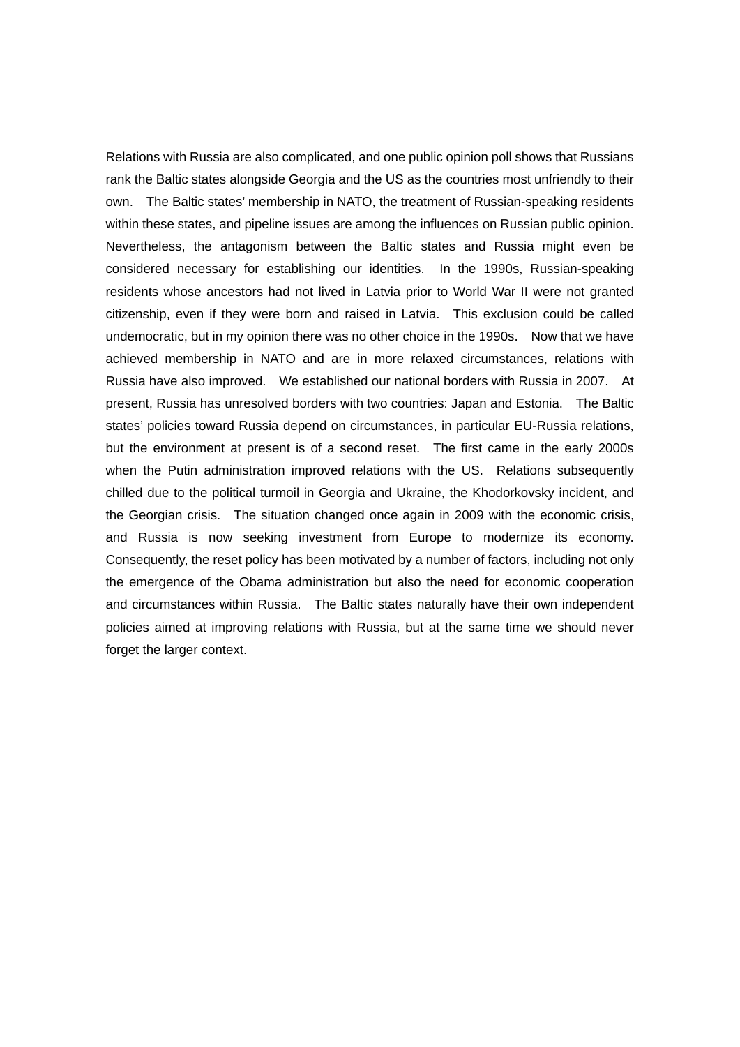Relations with Russia are also complicated, and one public opinion poll shows that Russians rank the Baltic states alongside Georgia and the US as the countries most unfriendly to their own. The Baltic states' membership in NATO, the treatment of Russian-speaking residents within these states, and pipeline issues are among the influences on Russian public opinion. Nevertheless, the antagonism between the Baltic states and Russia might even be considered necessary for establishing our identities. In the 1990s, Russian-speaking residents whose ancestors had not lived in Latvia prior to World War II were not granted citizenship, even if they were born and raised in Latvia. This exclusion could be called undemocratic, but in my opinion there was no other choice in the 1990s. Now that we have achieved membership in NATO and are in more relaxed circumstances, relations with Russia have also improved. We established our national borders with Russia in 2007. At present, Russia has unresolved borders with two countries: Japan and Estonia. The Baltic states' policies toward Russia depend on circumstances, in particular EU-Russia relations, but the environment at present is of a second reset. The first came in the early 2000s when the Putin administration improved relations with the US. Relations subsequently chilled due to the political turmoil in Georgia and Ukraine, the Khodorkovsky incident, and the Georgian crisis. The situation changed once again in 2009 with the economic crisis, and Russia is now seeking investment from Europe to modernize its economy. Consequently, the reset policy has been motivated by a number of factors, including not only the emergence of the Obama administration but also the need for economic cooperation and circumstances within Russia. The Baltic states naturally have their own independent policies aimed at improving relations with Russia, but at the same time we should never forget the larger context.